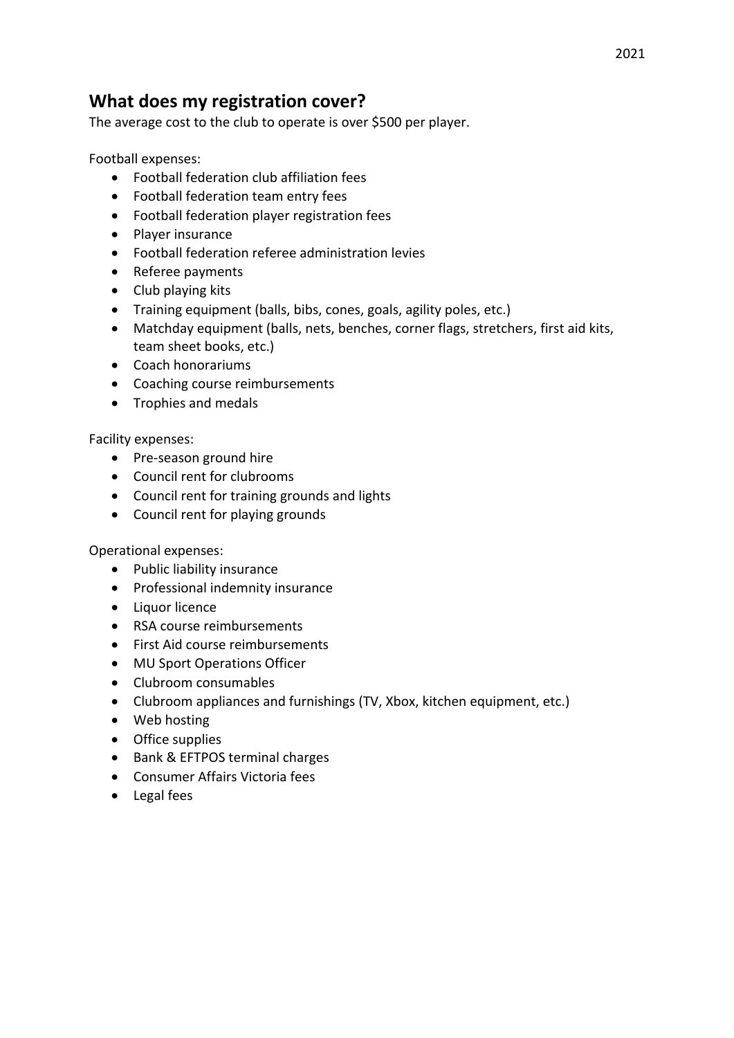## What does my registration cover?

The average cost to the club to operate is over $500 per player.

Football expenses:

- Football federation club affiliation fees
- Football federation team entry fees
- Football federation player registration fees
- Player insurance
- Football federation referee administration levies
- Referee payments
- Club playing kits
- Training equipment (balls, bibs, cones, goals, agility poles, etc.)
- Matchday equipment (balls, nets, benches, corner flags, stretchers, first aid kits, team sheet books, etc.)
- Coach honorariums
- Coaching course reimbursements
- Trophies and medals

Facility expenses:

- Pre-season ground hire
- Council rent for clubrooms
- Council rent for training grounds and lights
- Council rent for playing grounds

Operational expenses:

- Public liability insurance
- Professional indemnity insurance
- Liquor licence
- RSA course reimbursements
- First Aid course reimbursements
- MU Sport Operations Officer
- Clubroom consumables
- Clubroom appliances and furnishings (TV, Xbox, kitchen equipment, etc.)
- Web hosting
- Office supplies
- Bank & EFTPOS terminal charges
- Consumer Affairs Victoria fees
- Legal fees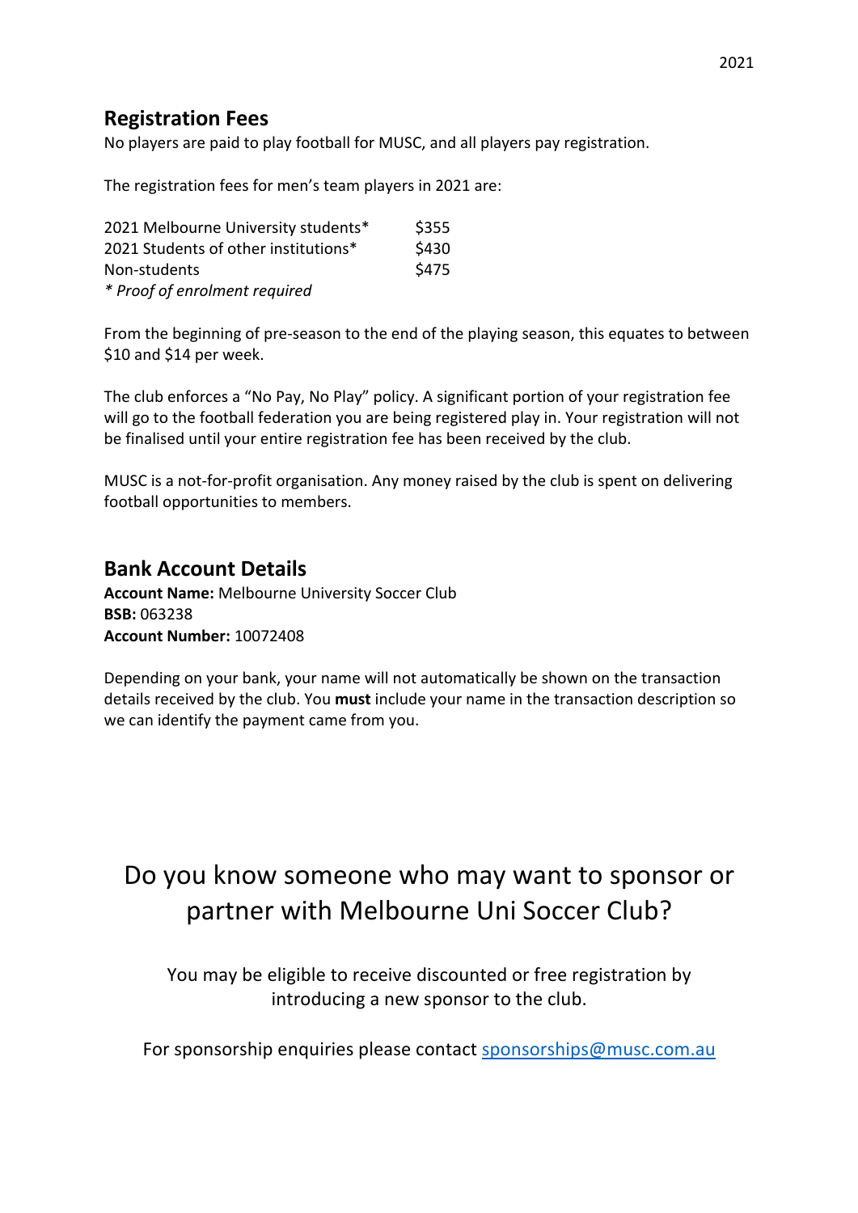## Registration Fees

No players are paid to play football for MUSC, and all players pay registration.

The registration fees for men's team players in 2021 are:

| | |
|---|---|
| 2021 Melbourne University students* | $355 |
| 2021 Students of other institutions* | $430 |
| Non-students | $475 |

*\* Proof of enrolment required*

From the beginning of pre-season to the end of the playing season, this equates to between $10 and $14 per week.

The club enforces a "No Pay, No Play" policy. A significant portion of your registration fee will go to the football federation you are being registered play in. Your registration will not be finalised until your entire registration fee has been received by the club.

MUSC is a not-for-profit organisation. Any money raised by the club is spent on delivering football opportunities to members.

## Bank Account Details

**Account Name:** Melbourne University Soccer Club
**BSB:** 063238
**Account Number:** 10072408

Depending on your bank, your name will not automatically be shown on the transaction details received by the club. You **must** include your name in the transaction description so we can identify the payment came from you.

## Do you know someone who may want to sponsor or partner with Melbourne Uni Soccer Club?

You may be eligible to receive discounted or free registration by introducing a new sponsor to the club.

For sponsorship enquiries please contact [sponsorships@musc.com.au](mailto:sponsorships@musc.com.au)